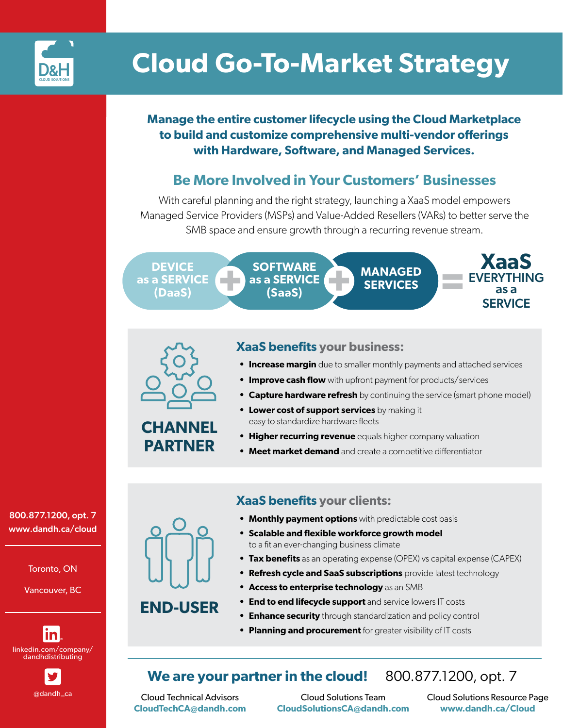# Cloud Go-To-Market Strategy

D&H CLOUD SOLUTIONS

**Manage the entire customer lifecycle using the Cloud Marketplace to build and customize comprehensive multi-vendor offerings with Hardware, Software, and Managed Services.**

## Be More Involved in Your Customers' Businesses

With careful planning and the right strategy, launching a XaaS model empowers Managed Service Providers (MSPs) and Value-Added Resellers (VARs) to better serve the SMB space and ensure growth through a recurring revenue stream.

DEVICE as a SERVICE (DaaS) + SOFTWARE as a SERVICE (SaaS) + MANAGED SERVICES = XaaS EVERYTHING as a SERVICE

### CHANNEL PARTNER

**XaaS benefits your business:**

- **Increase margin** due to smaller monthly payments and attached services
- **Improve cash flow** with upfront payment for products/services
- **Capture hardware refresh** by continuing the service (smart phone model)
- **Lower cost of support services** by making it easy to standardize hardware fleets
- **Higher recurring revenue** equals higher company valuation
- **Meet market demand** and create a competitive differentiator

### END-USER

**XaaS benefits your clients:**

- **Monthly payment options** with predictable cost basis
- **Scalable and flexible workforce growth model** to a fit an ever-changing business climate
- **Tax benefits** as an operating expense (OPEX) vs capital expense (CAPEX)
- **Refresh cycle and SaaS subscriptions** provide latest technology
- **Access to enterprise technology** as an SMB
- **End to end lifecycle support** and service lowers IT costs
- **Enhance security** through standardization and policy control
- **Planning and procurement** for greater visibility of IT costs

## We are your partner in the cloud! 800.877.1200, opt. 7

Cloud Technical Advisors
**CloudTechCA@dandh.com**

Cloud Solutions Team
**CloudSolutionsCA@dandh.com**

Cloud Solutions Resource Page
**www.dandh.ca/Cloud**

800.877.1200, opt. 7
www.dandh.ca/cloud

Toronto, ON

Vancouver, BC

linkedin.com/company/dandhdistributing

@dandh_ca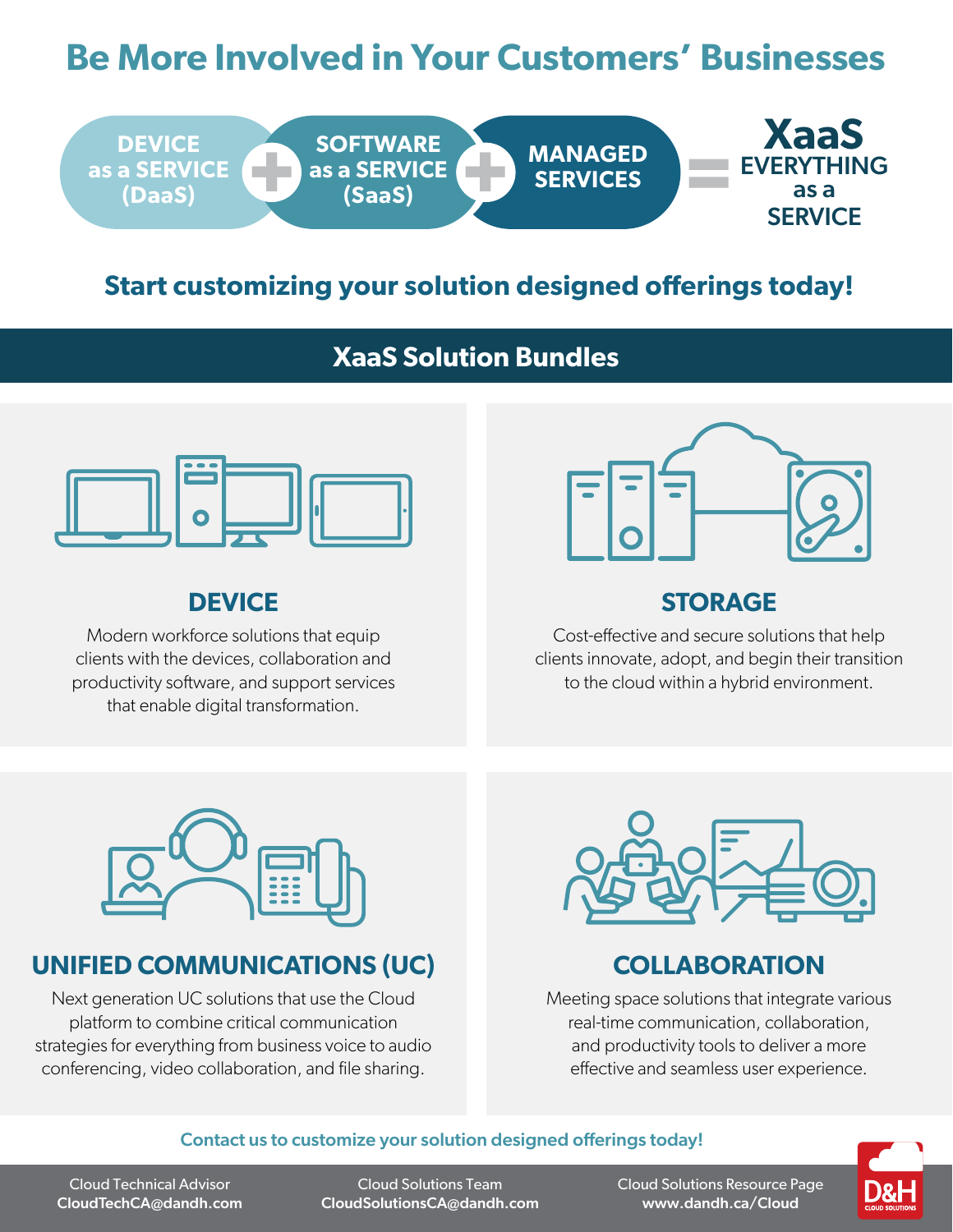# Be More Involved in Your Customers' Businesses

DEVICE as a SERVICE (DaaS) + SOFTWARE as a SERVICE (SaaS) + MANAGED SERVICES = XaaS EVERYTHING as a SERVICE

## Start customizing your solution designed offerings today!

## XaaS Solution Bundles

### DEVICE

Modern workforce solutions that equip clients with the devices, collaboration and productivity software, and support services that enable digital transformation.

### STORAGE

Cost-effective and secure solutions that help clients innovate, adopt, and begin their transition to the cloud within a hybrid environment.

### UNIFIED COMMUNICATIONS (UC)

Next generation UC solutions that use the Cloud platform to combine critical communication strategies for everything from business voice to audio conferencing, video collaboration, and file sharing.

### COLLABORATION

Meeting space solutions that integrate various real-time communication, collaboration, and productivity tools to deliver a more effective and seamless user experience.

**Contact us to customize your solution designed offerings today!**

Cloud Technical Advisor
**CloudTechCA@dandh.com**

Cloud Solutions Team
**CloudSolutionsCA@dandh.com**

Cloud Solutions Resource Page
**www.dandh.ca/Cloud**

D&H CLOUD SOLUTIONS